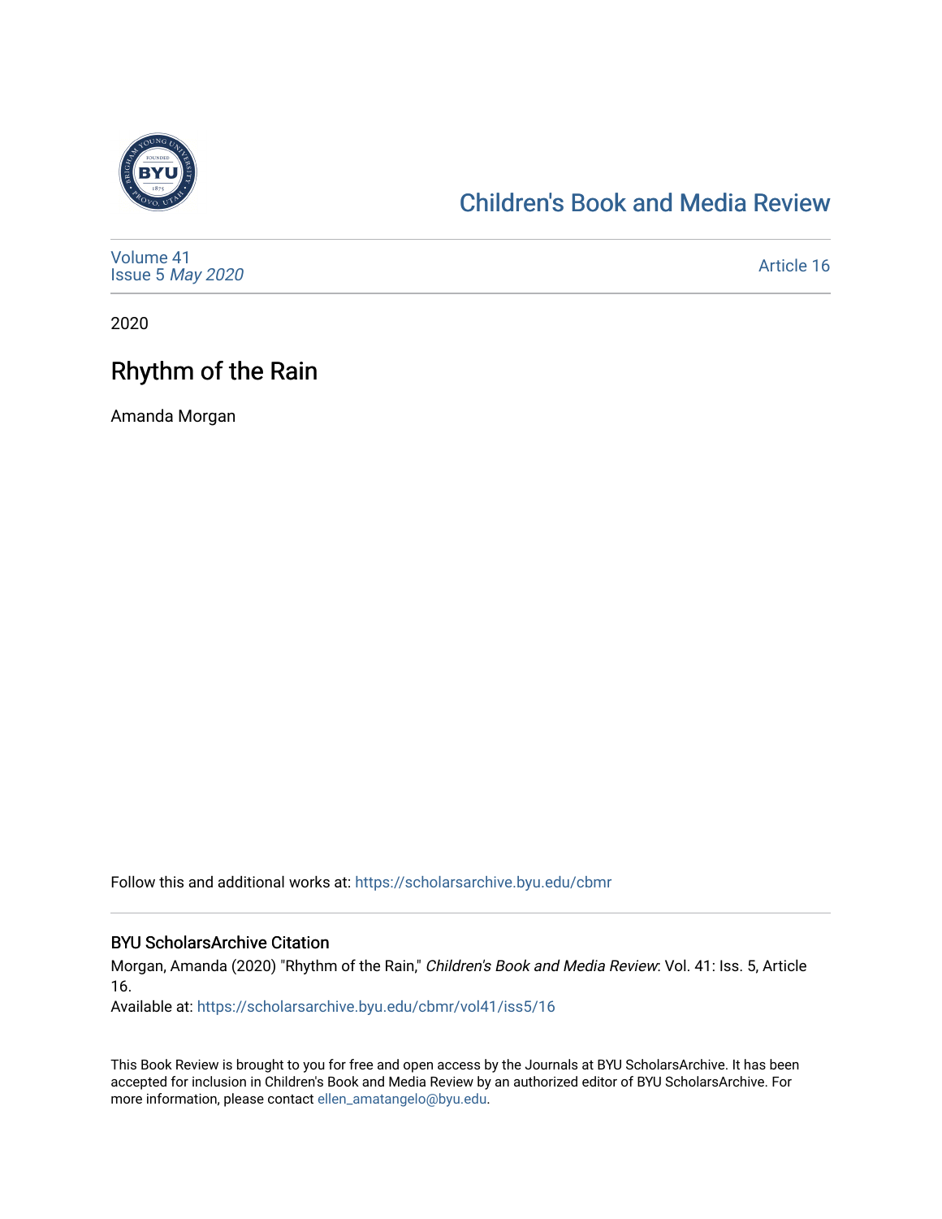Children's Book and Media Review

Volume 41
Issue 5 *May 2020*

Article 16

2020

# Rhythm of the Rain

Amanda Morgan

Follow this and additional works at: https://scholarsarchive.byu.edu/cbmr

## BYU ScholarsArchive Citation

Morgan, Amanda (2020) "Rhythm of the Rain," *Children's Book and Media Review*: Vol. 41: Iss. 5, Article 16.

Available at: https://scholarsarchive.byu.edu/cbmr/vol41/iss5/16

This Book Review is brought to you for free and open access by the Journals at BYU ScholarsArchive. It has been accepted for inclusion in Children's Book and Media Review by an authorized editor of BYU ScholarsArchive. For more information, please contact ellen_amatangelo@byu.edu.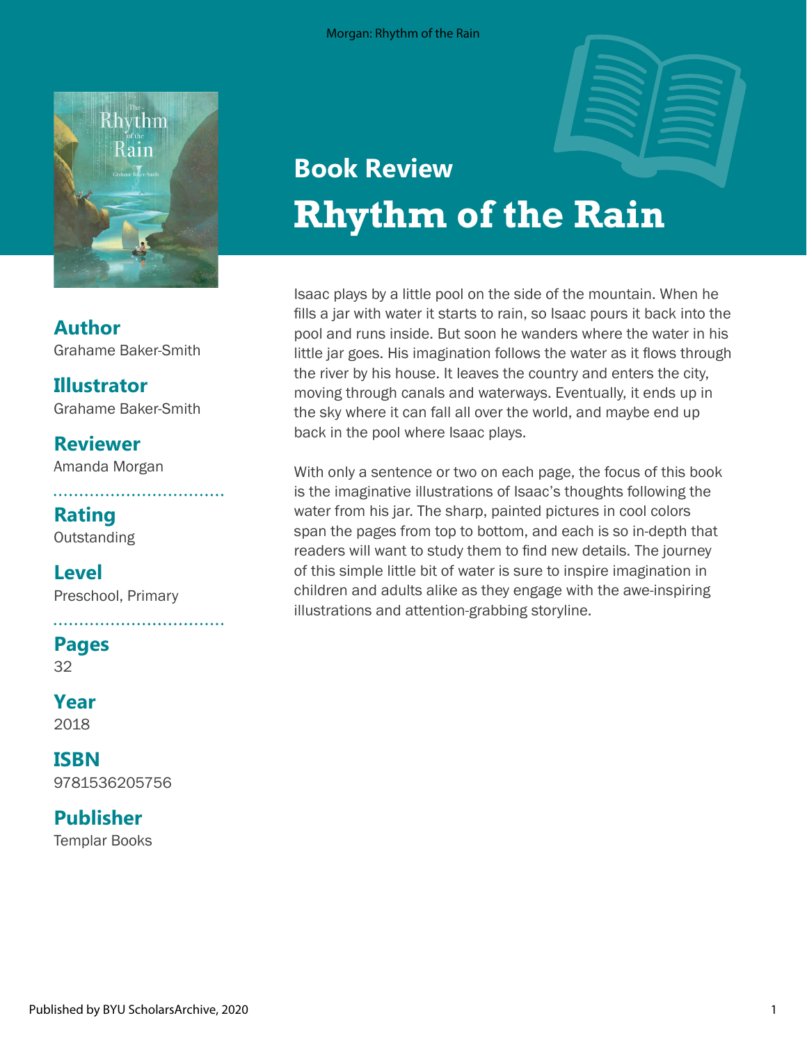## Book Review

# Rhythm of the Rain

**Author**
Grahame Baker-Smith

**Illustrator**
Grahame Baker-Smith

**Reviewer**
Amanda Morgan

**Rating**
Outstanding

**Level**
Preschool, Primary

**Pages**
32

**Year**
2018

**ISBN**
9781536205756

**Publisher**
Templar Books

Isaac plays by a little pool on the side of the mountain. When he fills a jar with water it starts to rain, so Isaac pours it back into the pool and runs inside. But soon he wanders where the water in his little jar goes. His imagination follows the water as it flows through the river by his house. It leaves the country and enters the city, moving through canals and waterways. Eventually, it ends up in the sky where it can fall all over the world, and maybe end up back in the pool where Isaac plays.

With only a sentence or two on each page, the focus of this book is the imaginative illustrations of Isaac's thoughts following the water from his jar. The sharp, painted pictures in cool colors span the pages from top to bottom, and each is so in-depth that readers will want to study them to find new details. The journey of this simple little bit of water is sure to inspire imagination in children and adults alike as they engage with the awe-inspiring illustrations and attention-grabbing storyline.